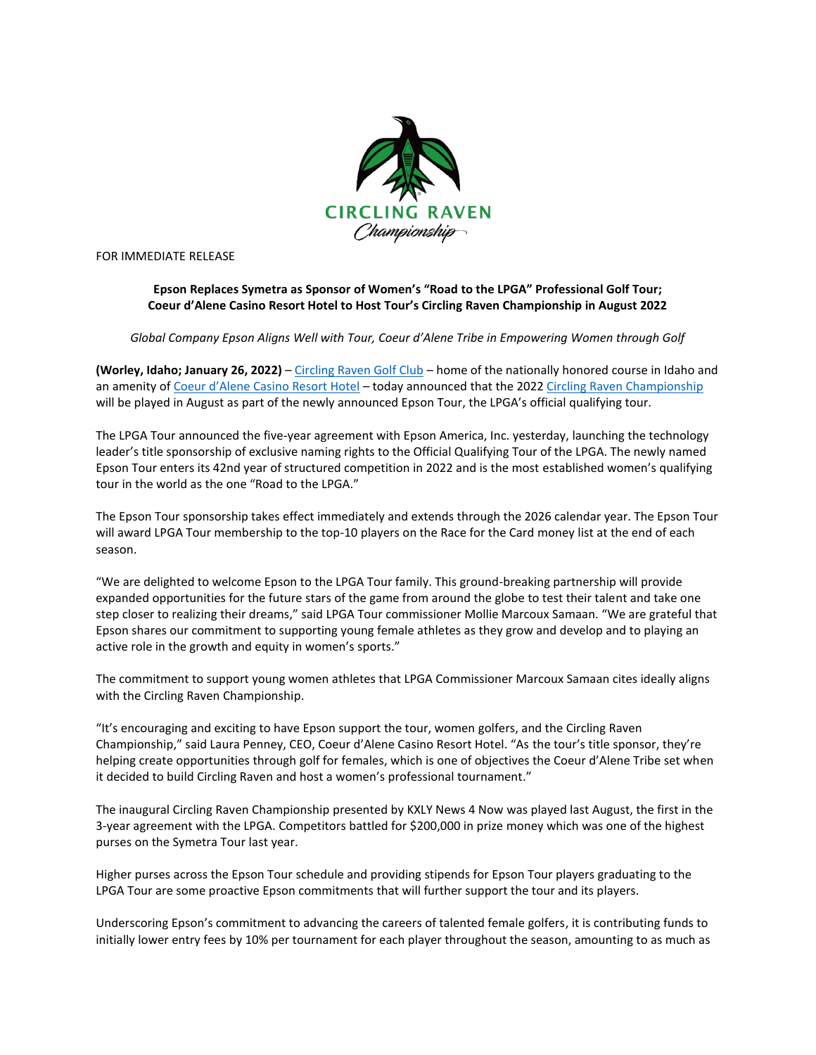CIRCLING RAVEN

*Championship*

FOR IMMEDIATE RELEASE

**Epson Replaces Symetra as Sponsor of Women's "Road to the LPGA" Professional Golf Tour;**
**Coeur d'Alene Casino Resort Hotel to Host Tour's Circling Raven Championship in August 2022**

*Global Company Epson Aligns Well with Tour, Coeur d'Alene Tribe in Empowering Women through Golf*

**(Worley, Idaho; January 26, 2022)** – Circling Raven Golf Club – home of the nationally honored course in Idaho and an amenity of Coeur d'Alene Casino Resort Hotel – today announced that the 2022 Circling Raven Championship will be played in August as part of the newly announced Epson Tour, the LPGA's official qualifying tour.

The LPGA Tour announced the five-year agreement with Epson America, Inc. yesterday, launching the technology leader's title sponsorship of exclusive naming rights to the Official Qualifying Tour of the LPGA. The newly named Epson Tour enters its 42nd year of structured competition in 2022 and is the most established women's qualifying tour in the world as the one "Road to the LPGA."

The Epson Tour sponsorship takes effect immediately and extends through the 2026 calendar year. The Epson Tour will award LPGA Tour membership to the top-10 players on the Race for the Card money list at the end of each season.

"We are delighted to welcome Epson to the LPGA Tour family. This ground-breaking partnership will provide expanded opportunities for the future stars of the game from around the globe to test their talent and take one step closer to realizing their dreams," said LPGA Tour commissioner Mollie Marcoux Samaan. "We are grateful that Epson shares our commitment to supporting young female athletes as they grow and develop and to playing an active role in the growth and equity in women's sports."

The commitment to support young women athletes that LPGA Commissioner Marcoux Samaan cites ideally aligns with the Circling Raven Championship.

"It's encouraging and exciting to have Epson support the tour, women golfers, and the Circling Raven Championship," said Laura Penney, CEO, Coeur d'Alene Casino Resort Hotel. "As the tour's title sponsor, they're helping create opportunities through golf for females, which is one of objectives the Coeur d'Alene Tribe set when it decided to build Circling Raven and host a women's professional tournament."

The inaugural Circling Raven Championship presented by KXLY News 4 Now was played last August, the first in the 3-year agreement with the LPGA. Competitors battled for $200,000 in prize money which was one of the highest purses on the Symetra Tour last year.

Higher purses across the Epson Tour schedule and providing stipends for Epson Tour players graduating to the LPGA Tour are some proactive Epson commitments that will further support the tour and its players.

Underscoring Epson's commitment to advancing the careers of talented female golfers, it is contributing funds to initially lower entry fees by 10% per tournament for each player throughout the season, amounting to as much as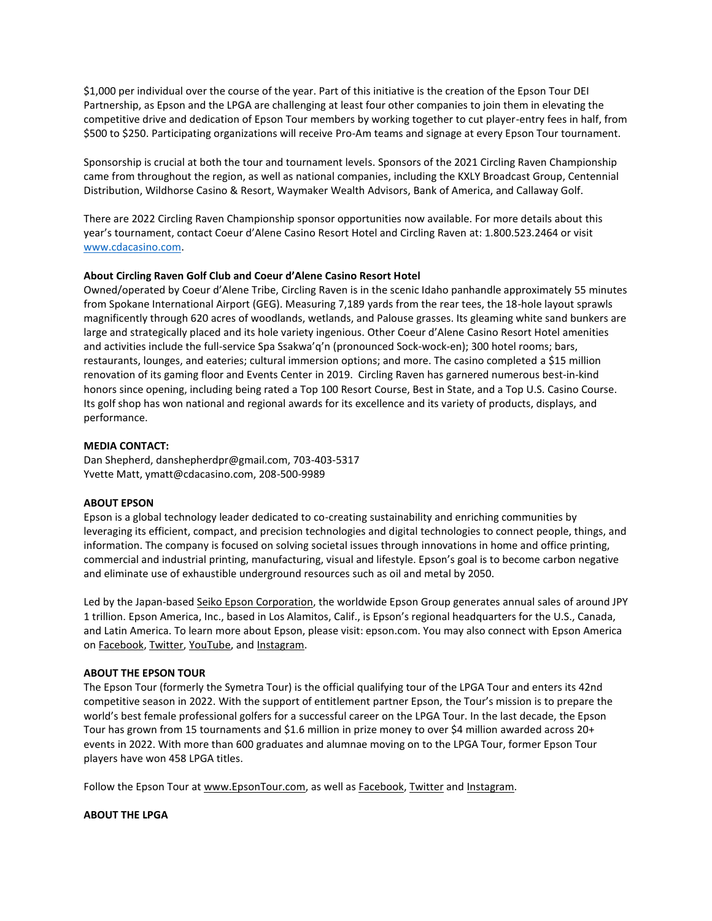$1,000 per individual over the course of the year. Part of this initiative is the creation of the Epson Tour DEI Partnership, as Epson and the LPGA are challenging at least four other companies to join them in elevating the competitive drive and dedication of Epson Tour members by working together to cut player-entry fees in half, from $500 to $250. Participating organizations will receive Pro-Am teams and signage at every Epson Tour tournament.

Sponsorship is crucial at both the tour and tournament levels. Sponsors of the 2021 Circling Raven Championship came from throughout the region, as well as national companies, including the KXLY Broadcast Group, Centennial Distribution, Wildhorse Casino & Resort, Waymaker Wealth Advisors, Bank of America, and Callaway Golf.

There are 2022 Circling Raven Championship sponsor opportunities now available. For more details about this year's tournament, contact Coeur d'Alene Casino Resort Hotel and Circling Raven at: 1.800.523.2464 or visit [www.cdacasino.com](www.cdacasino.com).

**About Circling Raven Golf Club and Coeur d'Alene Casino Resort Hotel**
Owned/operated by Coeur d'Alene Tribe, Circling Raven is in the scenic Idaho panhandle approximately 55 minutes from Spokane International Airport (GEG). Measuring 7,189 yards from the rear tees, the 18-hole layout sprawls magnificently through 620 acres of woodlands, wetlands, and Palouse grasses. Its gleaming white sand bunkers are large and strategically placed and its hole variety ingenious. Other Coeur d'Alene Casino Resort Hotel amenities and activities include the full-service Spa Ssakwa'q'n (pronounced Sock-wock-en); 300 hotel rooms; bars, restaurants, lounges, and eateries; cultural immersion options; and more. The casino completed a $15 million renovation of its gaming floor and Events Center in 2019. Circling Raven has garnered numerous best-in-kind honors since opening, including being rated a Top 100 Resort Course, Best in State, and a Top U.S. Casino Course. Its golf shop has won national and regional awards for its excellence and its variety of products, displays, and performance.

**MEDIA CONTACT:**
Dan Shepherd, danshepherdpr@gmail.com, 703-403-5317
Yvette Matt, ymatt@cdacasino.com, 208-500-9989

**ABOUT EPSON**
Epson is a global technology leader dedicated to co-creating sustainability and enriching communities by leveraging its efficient, compact, and precision technologies and digital technologies to connect people, things, and information. The company is focused on solving societal issues through innovations in home and office printing, commercial and industrial printing, manufacturing, visual and lifestyle. Epson's goal is to become carbon negative and eliminate use of exhaustible underground resources such as oil and metal by 2050.

Led by the Japan-based Seiko Epson Corporation, the worldwide Epson Group generates annual sales of around JPY 1 trillion. Epson America, Inc., based in Los Alamitos, Calif., is Epson's regional headquarters for the U.S., Canada, and Latin America. To learn more about Epson, please visit: epson.com. You may also connect with Epson America on Facebook, Twitter, YouTube, and Instagram.

**ABOUT THE EPSON TOUR**
The Epson Tour (formerly the Symetra Tour) is the official qualifying tour of the LPGA Tour and enters its 42nd competitive season in 2022. With the support of entitlement partner Epson, the Tour's mission is to prepare the world's best female professional golfers for a successful career on the LPGA Tour. In the last decade, the Epson Tour has grown from 15 tournaments and $1.6 million in prize money to over $4 million awarded across 20+ events in 2022. With more than 600 graduates and alumnae moving on to the LPGA Tour, former Epson Tour players have won 458 LPGA titles.

Follow the Epson Tour at www.EpsonTour.com, as well as Facebook, Twitter and Instagram.

**ABOUT THE LPGA**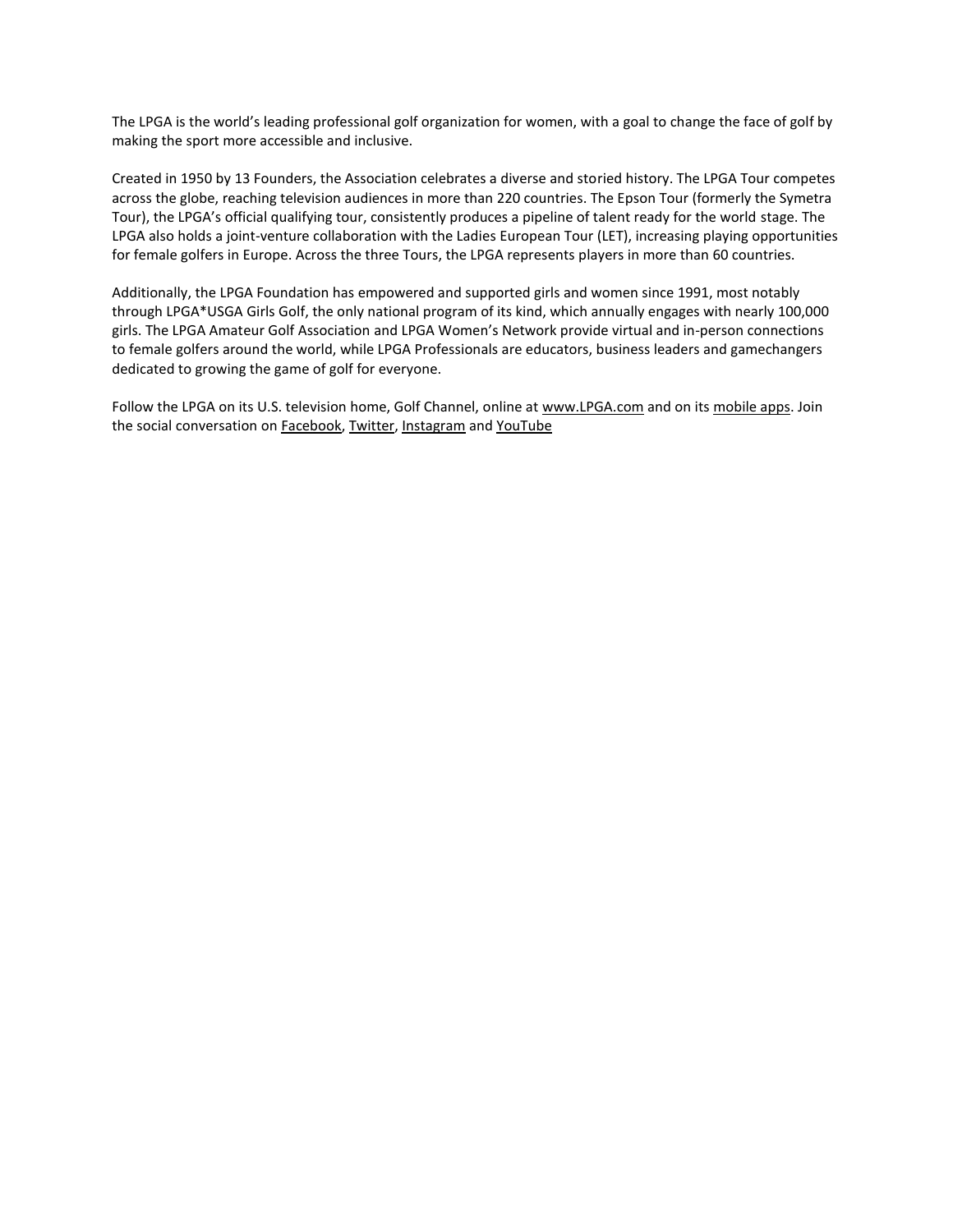The LPGA is the world's leading professional golf organization for women, with a goal to change the face of golf by making the sport more accessible and inclusive.

Created in 1950 by 13 Founders, the Association celebrates a diverse and storied history. The LPGA Tour competes across the globe, reaching television audiences in more than 220 countries. The Epson Tour (formerly the Symetra Tour), the LPGA's official qualifying tour, consistently produces a pipeline of talent ready for the world stage. The LPGA also holds a joint-venture collaboration with the Ladies European Tour (LET), increasing playing opportunities for female golfers in Europe. Across the three Tours, the LPGA represents players in more than 60 countries.

Additionally, the LPGA Foundation has empowered and supported girls and women since 1991, most notably through LPGA*USGA Girls Golf, the only national program of its kind, which annually engages with nearly 100,000 girls. The LPGA Amateur Golf Association and LPGA Women's Network provide virtual and in-person connections to female golfers around the world, while LPGA Professionals are educators, business leaders and gamechangers dedicated to growing the game of golf for everyone.

Follow the LPGA on its U.S. television home, Golf Channel, online at www.LPGA.com and on its mobile apps. Join the social conversation on Facebook, Twitter, Instagram and YouTube